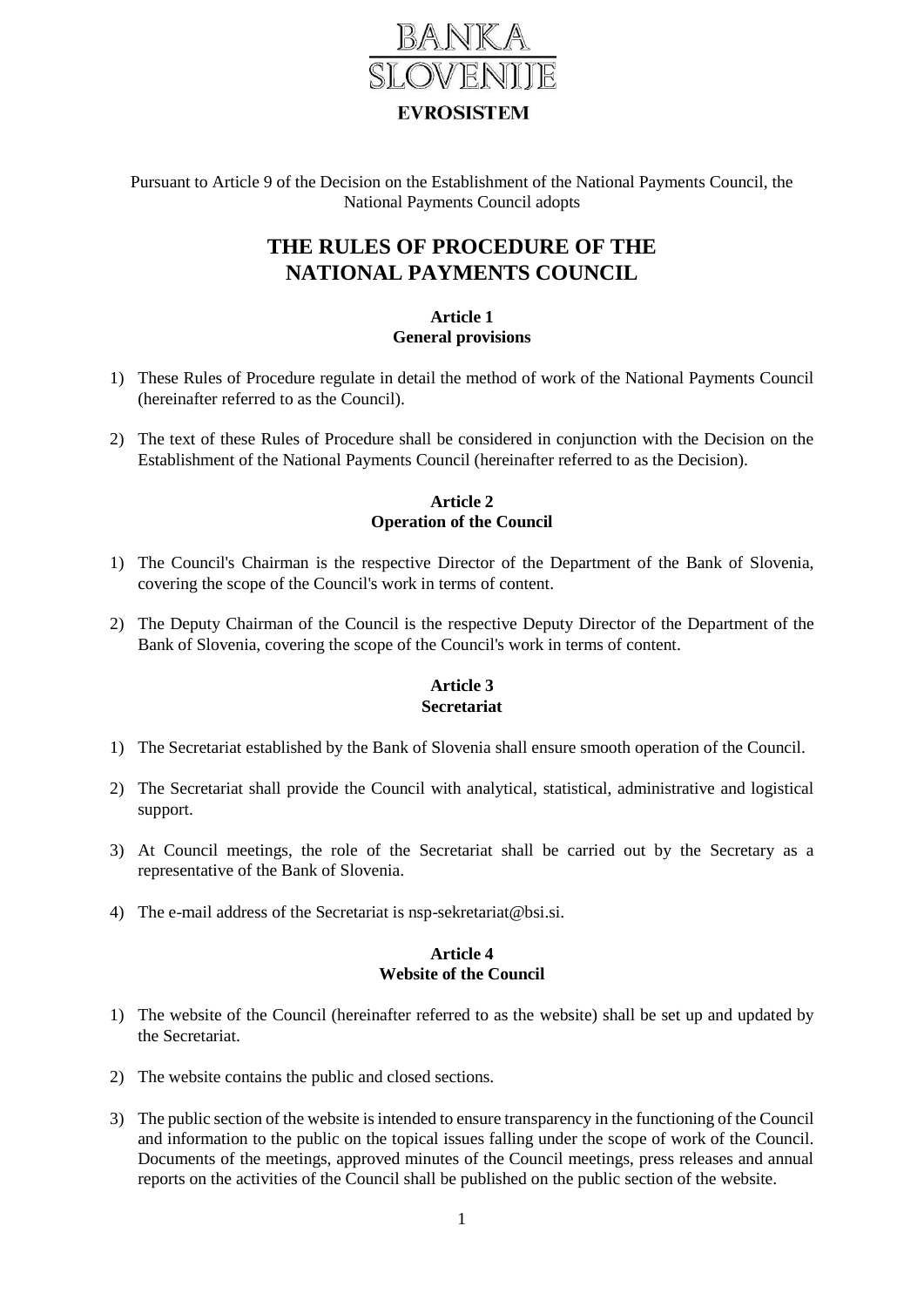BANKA SLOVENIJE

EVROSISTEM

Pursuant to Article 9 of the Decision on the Establishment of the National Payments Council, the National Payments Council adopts

# THE RULES OF PROCEDURE OF THE NATIONAL PAYMENTS COUNCIL

### Article 1
### General provisions

1) These Rules of Procedure regulate in detail the method of work of the National Payments Council (hereinafter referred to as the Council).

2) The text of these Rules of Procedure shall be considered in conjunction with the Decision on the Establishment of the National Payments Council (hereinafter referred to as the Decision).

### Article 2
### Operation of the Council

1) The Council's Chairman is the respective Director of the Department of the Bank of Slovenia, covering the scope of the Council's work in terms of content.

2) The Deputy Chairman of the Council is the respective Deputy Director of the Department of the Bank of Slovenia, covering the scope of the Council's work in terms of content.

### Article 3
### Secretariat

1) The Secretariat established by the Bank of Slovenia shall ensure smooth operation of the Council.

2) The Secretariat shall provide the Council with analytical, statistical, administrative and logistical support.

3) At Council meetings, the role of the Secretariat shall be carried out by the Secretary as a representative of the Bank of Slovenia.

4) The e-mail address of the Secretariat is nsp-sekretariat@bsi.si.

### Article 4
### Website of the Council

1) The website of the Council (hereinafter referred to as the website) shall be set up and updated by the Secretariat.

2) The website contains the public and closed sections.

3) The public section of the website is intended to ensure transparency in the functioning of the Council and information to the public on the topical issues falling under the scope of work of the Council. Documents of the meetings, approved minutes of the Council meetings, press releases and annual reports on the activities of the Council shall be published on the public section of the website.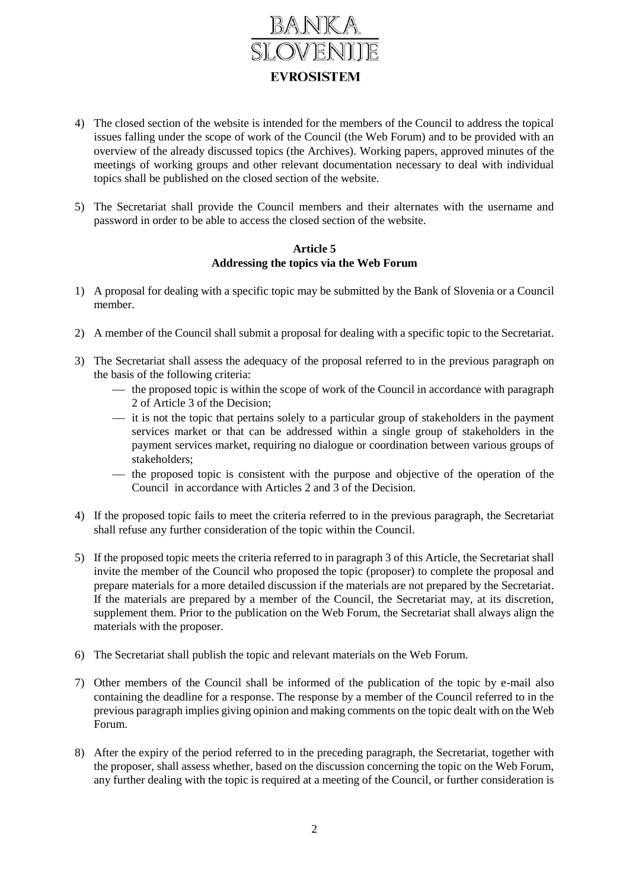4) The closed section of the website is intended for the members of the Council to address the topical issues falling under the scope of work of the Council (the Web Forum) and to be provided with an overview of the already discussed topics (the Archives). Working papers, approved minutes of the meetings of working groups and other relevant documentation necessary to deal with individual topics shall be published on the closed section of the website.

5) The Secretariat shall provide the Council members and their alternates with the username and password in order to be able to access the closed section of the website.

### Article 5
### Addressing the topics via the Web Forum

1) A proposal for dealing with a specific topic may be submitted by the Bank of Slovenia or a Council member.

2) A member of the Council shall submit a proposal for dealing with a specific topic to the Secretariat.

3) The Secretariat shall assess the adequacy of the proposal referred to in the previous paragraph on the basis of the following criteria:
   - the proposed topic is within the scope of work of the Council in accordance with paragraph 2 of Article 3 of the Decision;
   - it is not the topic that pertains solely to a particular group of stakeholders in the payment services market or that can be addressed within a single group of stakeholders in the payment services market, requiring no dialogue or coordination between various groups of stakeholders;
   - the proposed topic is consistent with the purpose and objective of the operation of the Council in accordance with Articles 2 and 3 of the Decision.

4) If the proposed topic fails to meet the criteria referred to in the previous paragraph, the Secretariat shall refuse any further consideration of the topic within the Council.

5) If the proposed topic meets the criteria referred to in paragraph 3 of this Article, the Secretariat shall invite the member of the Council who proposed the topic (proposer) to complete the proposal and prepare materials for a more detailed discussion if the materials are not prepared by the Secretariat. If the materials are prepared by a member of the Council, the Secretariat may, at its discretion, supplement them. Prior to the publication on the Web Forum, the Secretariat shall always align the materials with the proposer.

6) The Secretariat shall publish the topic and relevant materials on the Web Forum.

7) Other members of the Council shall be informed of the publication of the topic by e-mail also containing the deadline for a response. The response by a member of the Council referred to in the previous paragraph implies giving opinion and making comments on the topic dealt with on the Web Forum.

8) After the expiry of the period referred to in the preceding paragraph, the Secretariat, together with the proposer, shall assess whether, based on the discussion concerning the topic on the Web Forum, any further dealing with the topic is required at a meeting of the Council, or further consideration is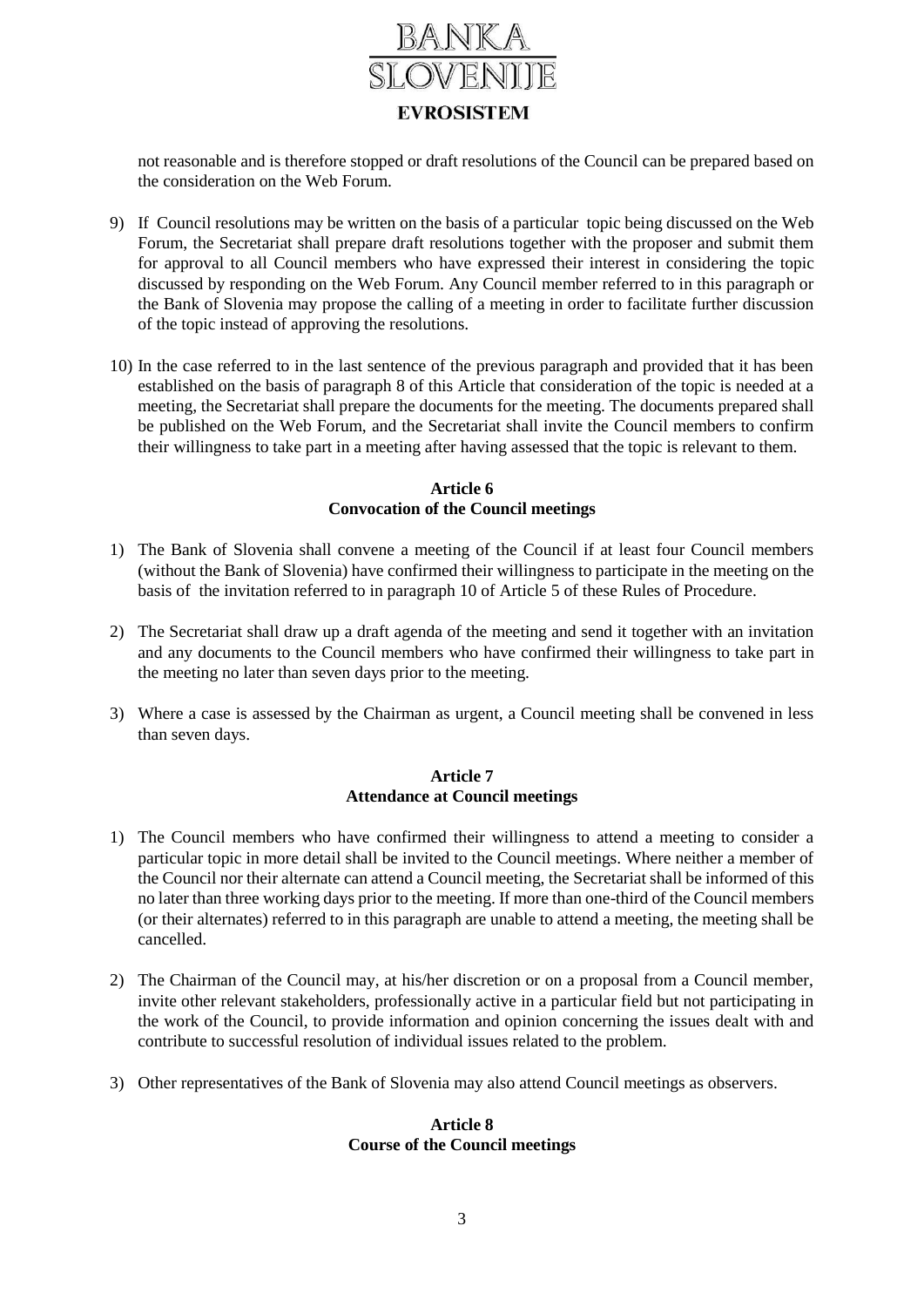not reasonable and is therefore stopped or draft resolutions of the Council can be prepared based on the consideration on the Web Forum.

9) If Council resolutions may be written on the basis of a particular topic being discussed on the Web Forum, the Secretariat shall prepare draft resolutions together with the proposer and submit them for approval to all Council members who have expressed their interest in considering the topic discussed by responding on the Web Forum. Any Council member referred to in this paragraph or the Bank of Slovenia may propose the calling of a meeting in order to facilitate further discussion of the topic instead of approving the resolutions.

10) In the case referred to in the last sentence of the previous paragraph and provided that it has been established on the basis of paragraph 8 of this Article that consideration of the topic is needed at a meeting, the Secretariat shall prepare the documents for the meeting. The documents prepared shall be published on the Web Forum, and the Secretariat shall invite the Council members to confirm their willingness to take part in a meeting after having assessed that the topic is relevant to them.

### Article 6
### Convocation of the Council meetings

1) The Bank of Slovenia shall convene a meeting of the Council if at least four Council members (without the Bank of Slovenia) have confirmed their willingness to participate in the meeting on the basis of the invitation referred to in paragraph 10 of Article 5 of these Rules of Procedure.

2) The Secretariat shall draw up a draft agenda of the meeting and send it together with an invitation and any documents to the Council members who have confirmed their willingness to take part in the meeting no later than seven days prior to the meeting.

3) Where a case is assessed by the Chairman as urgent, a Council meeting shall be convened in less than seven days.

### Article 7
### Attendance at Council meetings

1) The Council members who have confirmed their willingness to attend a meeting to consider a particular topic in more detail shall be invited to the Council meetings. Where neither a member of the Council nor their alternate can attend a Council meeting, the Secretariat shall be informed of this no later than three working days prior to the meeting. If more than one-third of the Council members (or their alternates) referred to in this paragraph are unable to attend a meeting, the meeting shall be cancelled.

2) The Chairman of the Council may, at his/her discretion or on a proposal from a Council member, invite other relevant stakeholders, professionally active in a particular field but not participating in the work of the Council, to provide information and opinion concerning the issues dealt with and contribute to successful resolution of individual issues related to the problem.

3) Other representatives of the Bank of Slovenia may also attend Council meetings as observers.

### Article 8
### Course of the Council meetings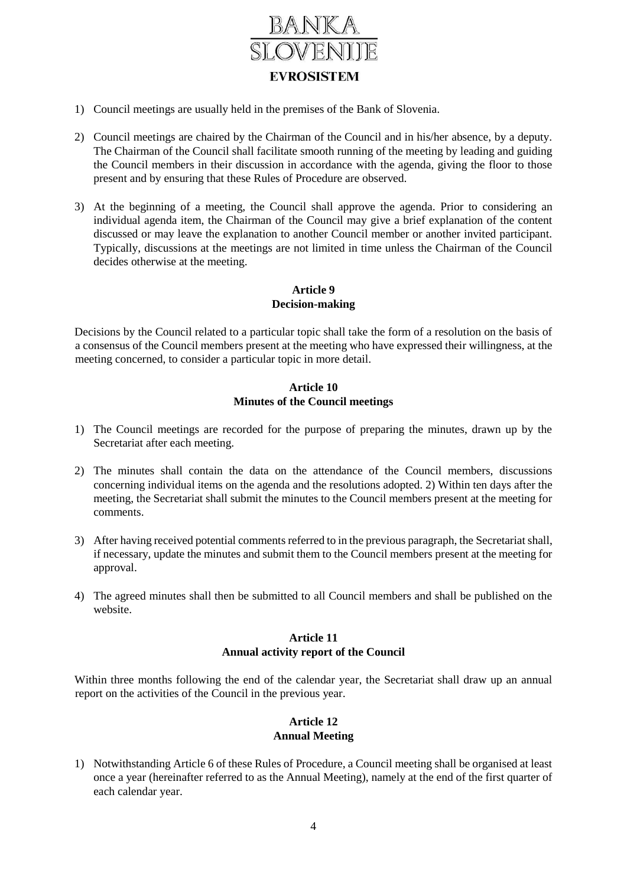1) Council meetings are usually held in the premises of the Bank of Slovenia.

2) Council meetings are chaired by the Chairman of the Council and in his/her absence, by a deputy. The Chairman of the Council shall facilitate smooth running of the meeting by leading and guiding the Council members in their discussion in accordance with the agenda, giving the floor to those present and by ensuring that these Rules of Procedure are observed.

3) At the beginning of a meeting, the Council shall approve the agenda. Prior to considering an individual agenda item, the Chairman of the Council may give a brief explanation of the content discussed or may leave the explanation to another Council member or another invited participant. Typically, discussions at the meetings are not limited in time unless the Chairman of the Council decides otherwise at the meeting.

**Article 9**
**Decision-making**

Decisions by the Council related to a particular topic shall take the form of a resolution on the basis of a consensus of the Council members present at the meeting who have expressed their willingness, at the meeting concerned, to consider a particular topic in more detail.

**Article 10**
**Minutes of the Council meetings**

1) The Council meetings are recorded for the purpose of preparing the minutes, drawn up by the Secretariat after each meeting.

2) The minutes shall contain the data on the attendance of the Council members, discussions concerning individual items on the agenda and the resolutions adopted. 2) Within ten days after the meeting, the Secretariat shall submit the minutes to the Council members present at the meeting for comments.

3) After having received potential comments referred to in the previous paragraph, the Secretariat shall, if necessary, update the minutes and submit them to the Council members present at the meeting for approval.

4) The agreed minutes shall then be submitted to all Council members and shall be published on the website.

**Article 11**
**Annual activity report of the Council**

Within three months following the end of the calendar year, the Secretariat shall draw up an annual report on the activities of the Council in the previous year.

**Article 12**
**Annual Meeting**

1) Notwithstanding Article 6 of these Rules of Procedure, a Council meeting shall be organised at least once a year (hereinafter referred to as the Annual Meeting), namely at the end of the first quarter of each calendar year.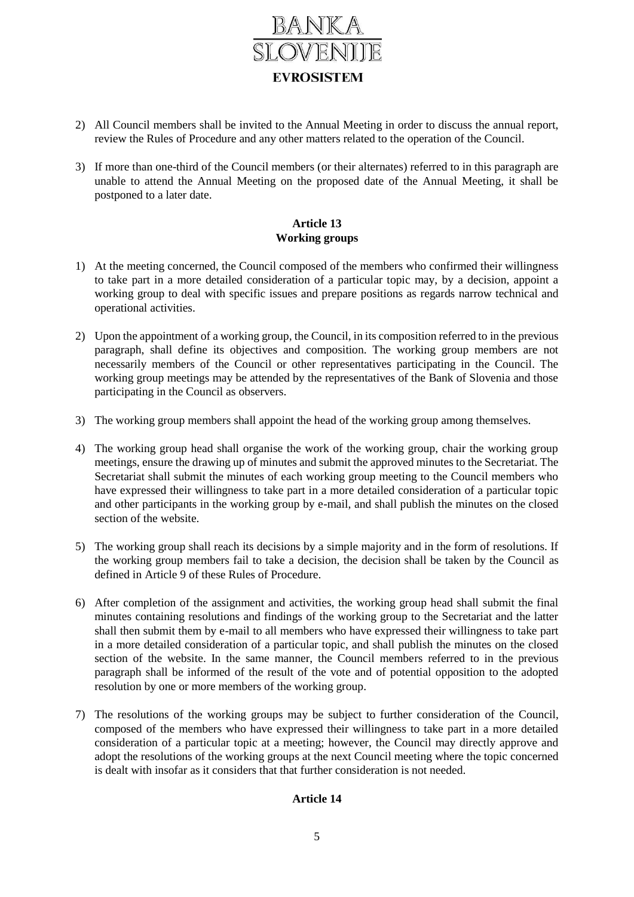2) All Council members shall be invited to the Annual Meeting in order to discuss the annual report, review the Rules of Procedure and any other matters related to the operation of the Council.

3) If more than one-third of the Council members (or their alternates) referred to in this paragraph are unable to attend the Annual Meeting on the proposed date of the Annual Meeting, it shall be postponed to a later date.

**Article 13**
**Working groups**

1) At the meeting concerned, the Council composed of the members who confirmed their willingness to take part in a more detailed consideration of a particular topic may, by a decision, appoint a working group to deal with specific issues and prepare positions as regards narrow technical and operational activities.

2) Upon the appointment of a working group, the Council, in its composition referred to in the previous paragraph, shall define its objectives and composition. The working group members are not necessarily members of the Council or other representatives participating in the Council. The working group meetings may be attended by the representatives of the Bank of Slovenia and those participating in the Council as observers.

3) The working group members shall appoint the head of the working group among themselves.

4) The working group head shall organise the work of the working group, chair the working group meetings, ensure the drawing up of minutes and submit the approved minutes to the Secretariat. The Secretariat shall submit the minutes of each working group meeting to the Council members who have expressed their willingness to take part in a more detailed consideration of a particular topic and other participants in the working group by e-mail, and shall publish the minutes on the closed section of the website.

5) The working group shall reach its decisions by a simple majority and in the form of resolutions. If the working group members fail to take a decision, the decision shall be taken by the Council as defined in Article 9 of these Rules of Procedure.

6) After completion of the assignment and activities, the working group head shall submit the final minutes containing resolutions and findings of the working group to the Secretariat and the latter shall then submit them by e-mail to all members who have expressed their willingness to take part in a more detailed consideration of a particular topic, and shall publish the minutes on the closed section of the website. In the same manner, the Council members referred to in the previous paragraph shall be informed of the result of the vote and of potential opposition to the adopted resolution by one or more members of the working group.

7) The resolutions of the working groups may be subject to further consideration of the Council, composed of the members who have expressed their willingness to take part in a more detailed consideration of a particular topic at a meeting; however, the Council may directly approve and adopt the resolutions of the working groups at the next Council meeting where the topic concerned is dealt with insofar as it considers that that further consideration is not needed.

**Article 14**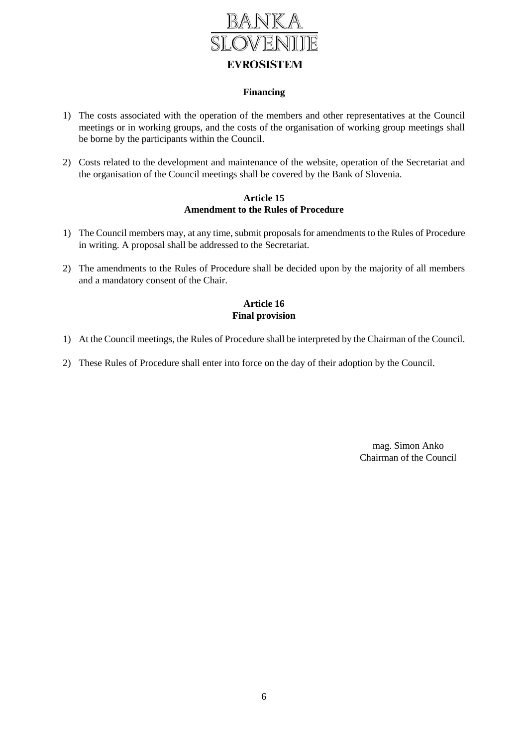**Financing**

1) The costs associated with the operation of the members and other representatives at the Council meetings or in working groups, and the costs of the organisation of working group meetings shall be borne by the participants within the Council.

2) Costs related to the development and maintenance of the website, operation of the Secretariat and the organisation of the Council meetings shall be covered by the Bank of Slovenia.

**Article 15**
**Amendment to the Rules of Procedure**

1) The Council members may, at any time, submit proposals for amendments to the Rules of Procedure in writing. A proposal shall be addressed to the Secretariat.

2) The amendments to the Rules of Procedure shall be decided upon by the majority of all members and a mandatory consent of the Chair.

**Article 16**
**Final provision**

1) At the Council meetings, the Rules of Procedure shall be interpreted by the Chairman of the Council.

2) These Rules of Procedure shall enter into force on the day of their adoption by the Council.

mag. Simon Anko
Chairman of the Council